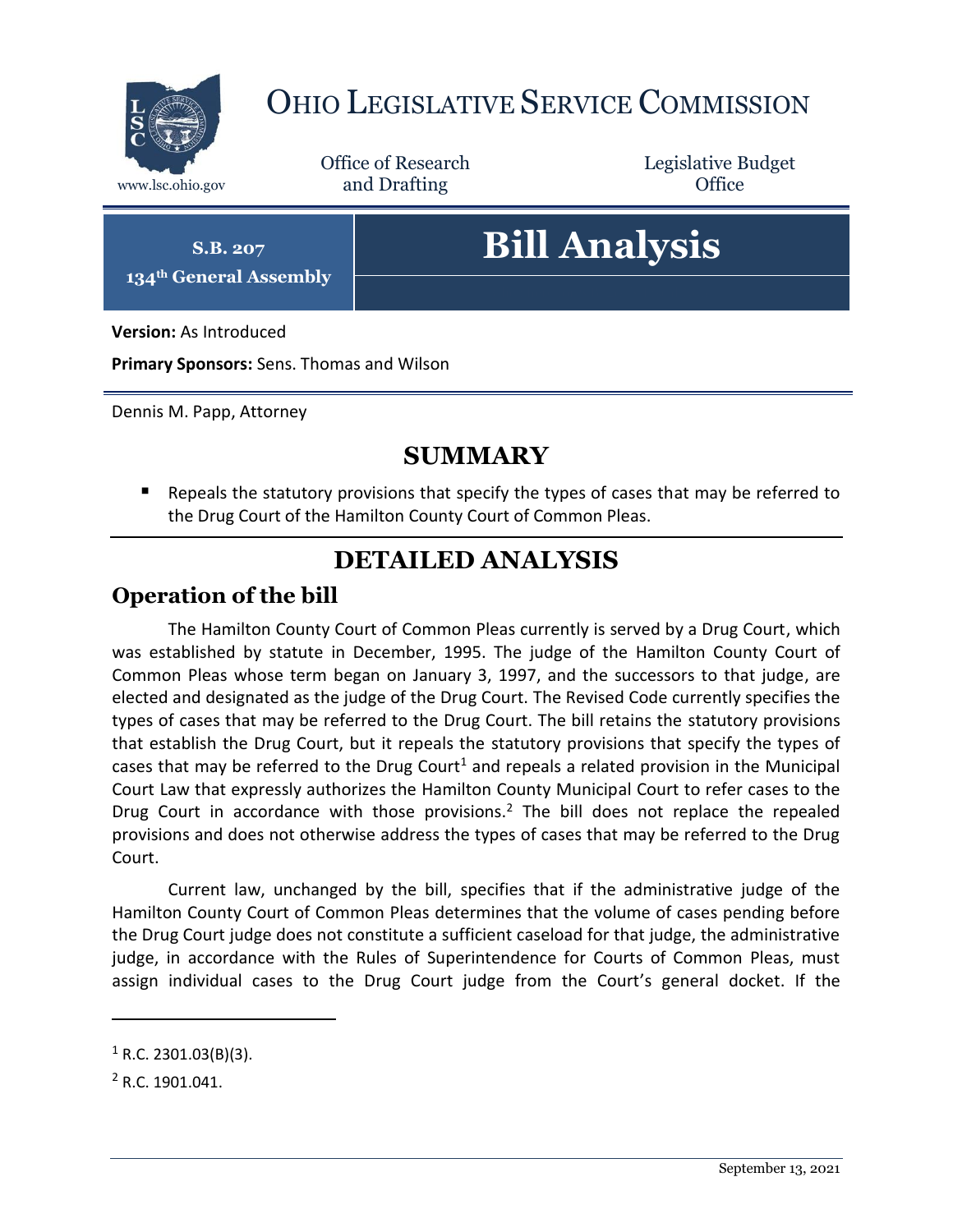# OHIO LEGISLATIVE SERVICE COMMISSION

www.lsc.ohio.gov

Office of Research and Drafting

Legislative Budget Office

**S.B. 207**
**134th General Assembly**

# Bill Analysis

**Version:** As Introduced

**Primary Sponsors:** Sens. Thomas and Wilson

Dennis M. Papp, Attorney

## SUMMARY

- Repeals the statutory provisions that specify the types of cases that may be referred to the Drug Court of the Hamilton County Court of Common Pleas.

## DETAILED ANALYSIS

### Operation of the bill

The Hamilton County Court of Common Pleas currently is served by a Drug Court, which was established by statute in December, 1995. The judge of the Hamilton County Court of Common Pleas whose term began on January 3, 1997, and the successors to that judge, are elected and designated as the judge of the Drug Court. The Revised Code currently specifies the types of cases that may be referred to the Drug Court. The bill retains the statutory provisions that establish the Drug Court, but it repeals the statutory provisions that specify the types of cases that may be referred to the Drug Court[1] and repeals a related provision in the Municipal Court Law that expressly authorizes the Hamilton County Municipal Court to refer cases to the Drug Court in accordance with those provisions.[2] The bill does not replace the repealed provisions and does not otherwise address the types of cases that may be referred to the Drug Court.

Current law, unchanged by the bill, specifies that if the administrative judge of the Hamilton County Court of Common Pleas determines that the volume of cases pending before the Drug Court judge does not constitute a sufficient caseload for that judge, the administrative judge, in accordance with the Rules of Superintendence for Courts of Common Pleas, must assign individual cases to the Drug Court judge from the Court's general docket. If the

[1] R.C. 2301.03(B)(3).

[2] R.C. 1901.041.

September 13, 2021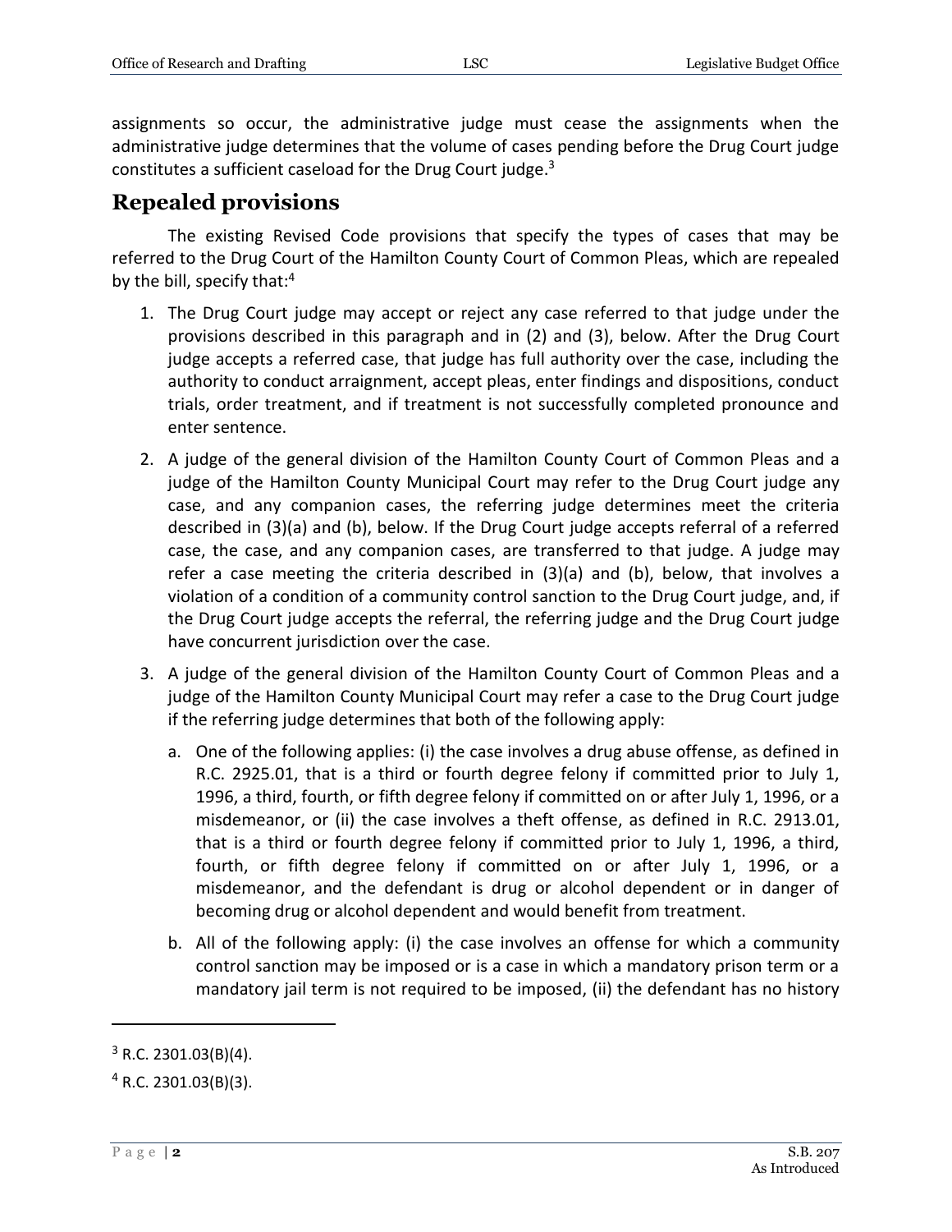assignments so occur, the administrative judge must cease the assignments when the administrative judge determines that the volume of cases pending before the Drug Court judge constitutes a sufficient caseload for the Drug Court judge.[3]

## Repealed provisions

The existing Revised Code provisions that specify the types of cases that may be referred to the Drug Court of the Hamilton County Court of Common Pleas, which are repealed by the bill, specify that:[4]

1. The Drug Court judge may accept or reject any case referred to that judge under the provisions described in this paragraph and in (2) and (3), below. After the Drug Court judge accepts a referred case, that judge has full authority over the case, including the authority to conduct arraignment, accept pleas, enter findings and dispositions, conduct trials, order treatment, and if treatment is not successfully completed pronounce and enter sentence.
2. A judge of the general division of the Hamilton County Court of Common Pleas and a judge of the Hamilton County Municipal Court may refer to the Drug Court judge any case, and any companion cases, the referring judge determines meet the criteria described in (3)(a) and (b), below. If the Drug Court judge accepts referral of a referred case, the case, and any companion cases, are transferred to that judge. A judge may refer a case meeting the criteria described in (3)(a) and (b), below, that involves a violation of a condition of a community control sanction to the Drug Court judge, and, if the Drug Court judge accepts the referral, the referring judge and the Drug Court judge have concurrent jurisdiction over the case.
3. A judge of the general division of the Hamilton County Court of Common Pleas and a judge of the Hamilton County Municipal Court may refer a case to the Drug Court judge if the referring judge determines that both of the following apply:
   a. One of the following applies: (i) the case involves a drug abuse offense, as defined in R.C. 2925.01, that is a third or fourth degree felony if committed prior to July 1, 1996, a third, fourth, or fifth degree felony if committed on or after July 1, 1996, or a misdemeanor, or (ii) the case involves a theft offense, as defined in R.C. 2913.01, that is a third or fourth degree felony if committed prior to July 1, 1996, a third, fourth, or fifth degree felony if committed on or after July 1, 1996, or a misdemeanor, and the defendant is drug or alcohol dependent or in danger of becoming drug or alcohol dependent and would benefit from treatment.
   b. All of the following apply: (i) the case involves an offense for which a community control sanction may be imposed or is a case in which a mandatory prison term or a mandatory jail term is not required to be imposed, (ii) the defendant has no history

[3] R.C. 2301.03(B)(4).

[4] R.C. 2301.03(B)(3).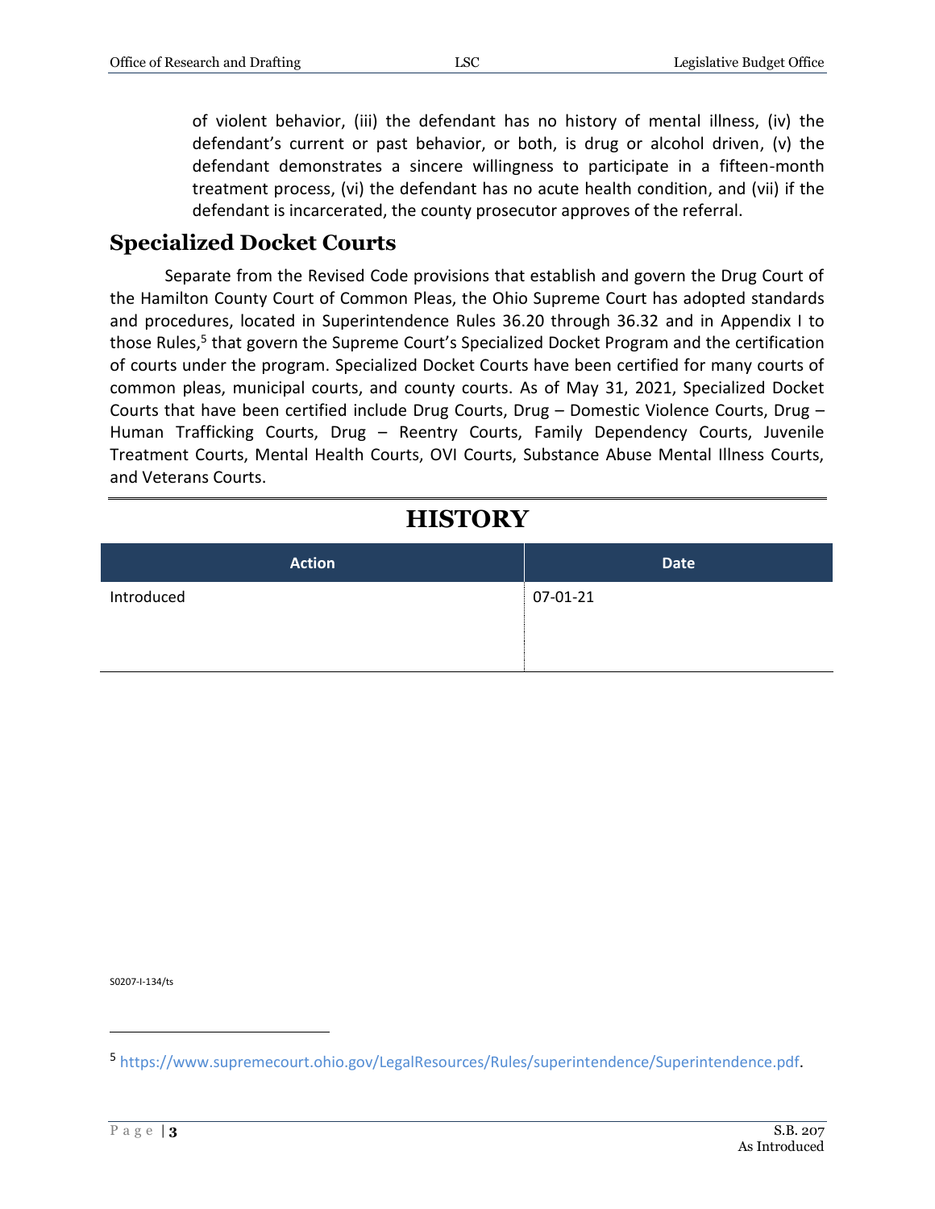of violent behavior, (iii) the defendant has no history of mental illness, (iv) the defendant's current or past behavior, or both, is drug or alcohol driven, (v) the defendant demonstrates a sincere willingness to participate in a fifteen-month treatment process, (vi) the defendant has no acute health condition, and (vii) if the defendant is incarcerated, the county prosecutor approves of the referral.

## Specialized Docket Courts

Separate from the Revised Code provisions that establish and govern the Drug Court of the Hamilton County Court of Common Pleas, the Ohio Supreme Court has adopted standards and procedures, located in Superintendence Rules 36.20 through 36.32 and in Appendix I to those Rules,[5] that govern the Supreme Court's Specialized Docket Program and the certification of courts under the program. Specialized Docket Courts have been certified for many courts of common pleas, municipal courts, and county courts. As of May 31, 2021, Specialized Docket Courts that have been certified include Drug Courts, Drug – Domestic Violence Courts, Drug – Human Trafficking Courts, Drug – Reentry Courts, Family Dependency Courts, Juvenile Treatment Courts, Mental Health Courts, OVI Courts, Substance Abuse Mental Illness Courts, and Veterans Courts.

# HISTORY

| Action | Date |
|---|---|
| Introduced | 07-01-21 |

S0207-I-134/ts

[5] https://www.supremecourt.ohio.gov/LegalResources/Rules/superintendence/Superintendence.pdf.